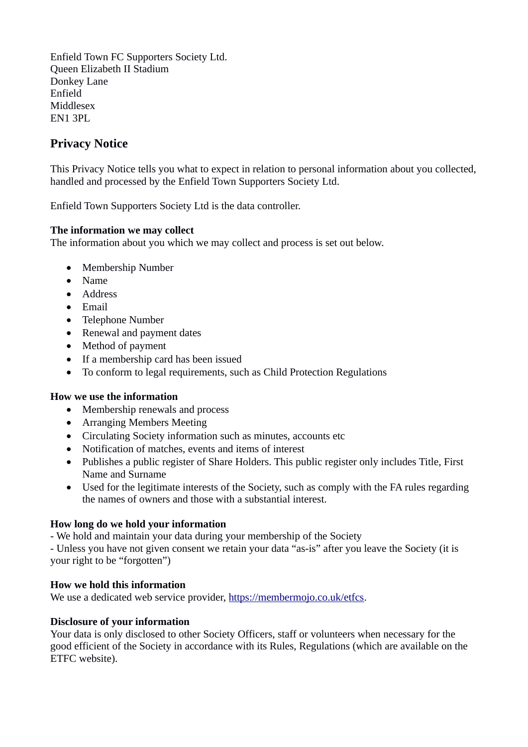Enfield Town FC Supporters Society Ltd.
Queen Elizabeth II Stadium
Donkey Lane
Enfield
Middlesex
EN1 3PL

## Privacy Notice

This Privacy Notice tells you what to expect in relation to personal information about you collected, handled and processed by the Enfield Town Supporters Society Ltd.

Enfield Town Supporters Society Ltd is the data controller.

**The information we may collect**
The information about you which we may collect and process is set out below.

- Membership Number
- Name
- Address
- Email
- Telephone Number
- Renewal and payment dates
- Method of payment
- If a membership card has been issued
- To conform to legal requirements, such as Child Protection Regulations

**How we use the information**

- Membership renewals and process
- Arranging Members Meeting
- Circulating Society information such as minutes, accounts etc
- Notification of matches, events and items of interest
- Publishes a public register of Share Holders. This public register only includes Title, First Name and Surname
- Used for the legitimate interests of the Society, such as comply with the FA rules regarding the names of owners and those with a substantial interest.

**How long do we hold your information**
- We hold and maintain your data during your membership of the Society
- Unless you have not given consent we retain your data "as-is" after you leave the Society (it is your right to be "forgotten")

**How we hold this information**
We use a dedicated web service provider, [https://membermojo.co.uk/etfcs](https://membermojo.co.uk/etfcs).

**Disclosure of your information**
Your data is only disclosed to other Society Officers, staff or volunteers when necessary for the good efficient of the Society in accordance with its Rules, Regulations (which are available on the ETFC website).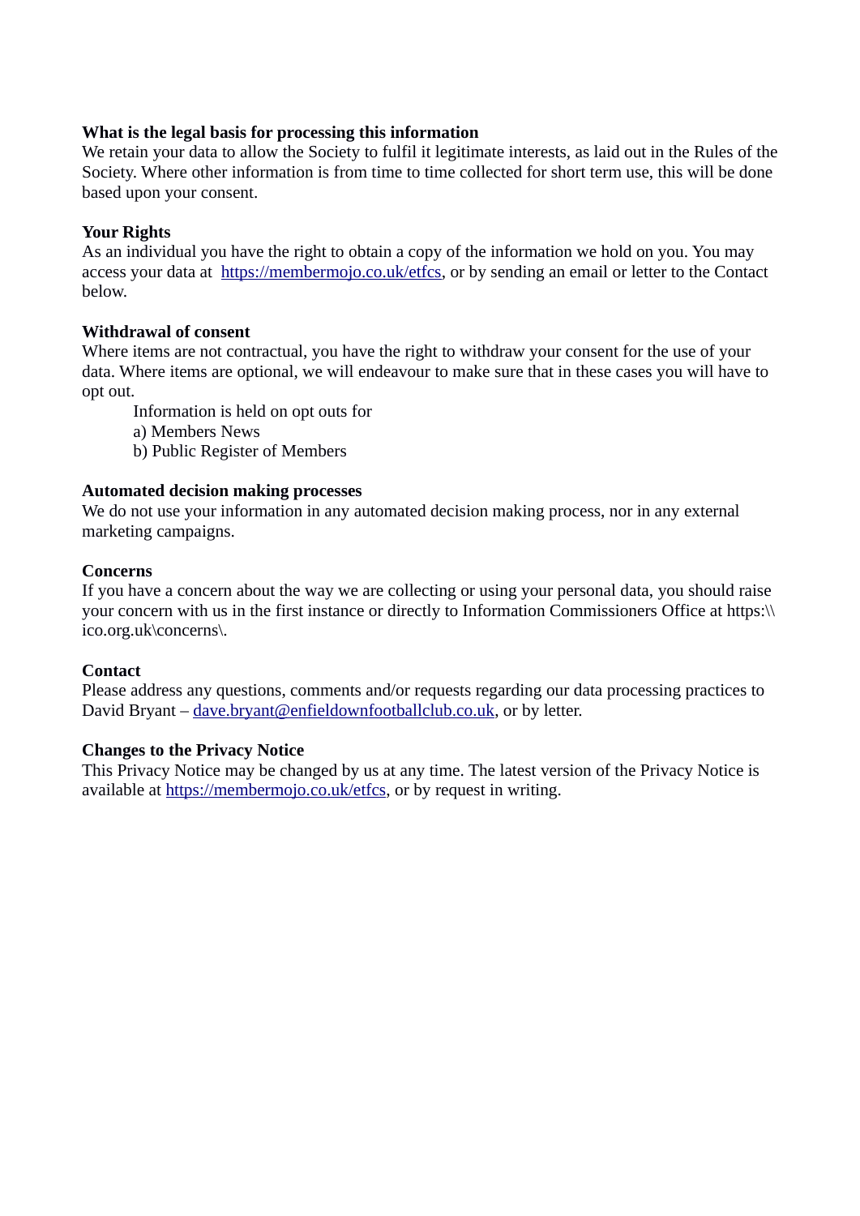**What is the legal basis for processing this information**
We retain your data to allow the Society to fulfil it legitimate interests, as laid out in the Rules of the Society. Where other information is from time to time collected for short term use, this will be done based upon your consent.

**Your Rights**
As an individual you have the right to obtain a copy of the information we hold on you. You may access your data at [https://membermojo.co.uk/etfcs](https://membermojo.co.uk/etfcs), or by sending an email or letter to the Contact below.

**Withdrawal of consent**
Where items are not contractual, you have the right to withdraw your consent for the use of your data. Where items are optional, we will endeavour to make sure that in these cases you will have to opt out.

Information is held on opt outs for
a) Members News
b) Public Register of Members

**Automated decision making processes**
We do not use your information in any automated decision making process, nor in any external marketing campaigns.

**Concerns**
If you have a concern about the way we are collecting or using your personal data, you should raise your concern with us in the first instance or directly to Information Commissioners Office at https:\\ico.org.uk\concerns\.

**Contact**
Please address any questions, comments and/or requests regarding our data processing practices to David Bryant – [dave.bryant@enfieldownfootballclub.co.uk](mailto:dave.bryant@enfieldownfootballclub.co.uk), or by letter.

**Changes to the Privacy Notice**
This Privacy Notice may be changed by us at any time. The latest version of the Privacy Notice is available at [https://membermojo.co.uk/etfcs](https://membermojo.co.uk/etfcs), or by request in writing.